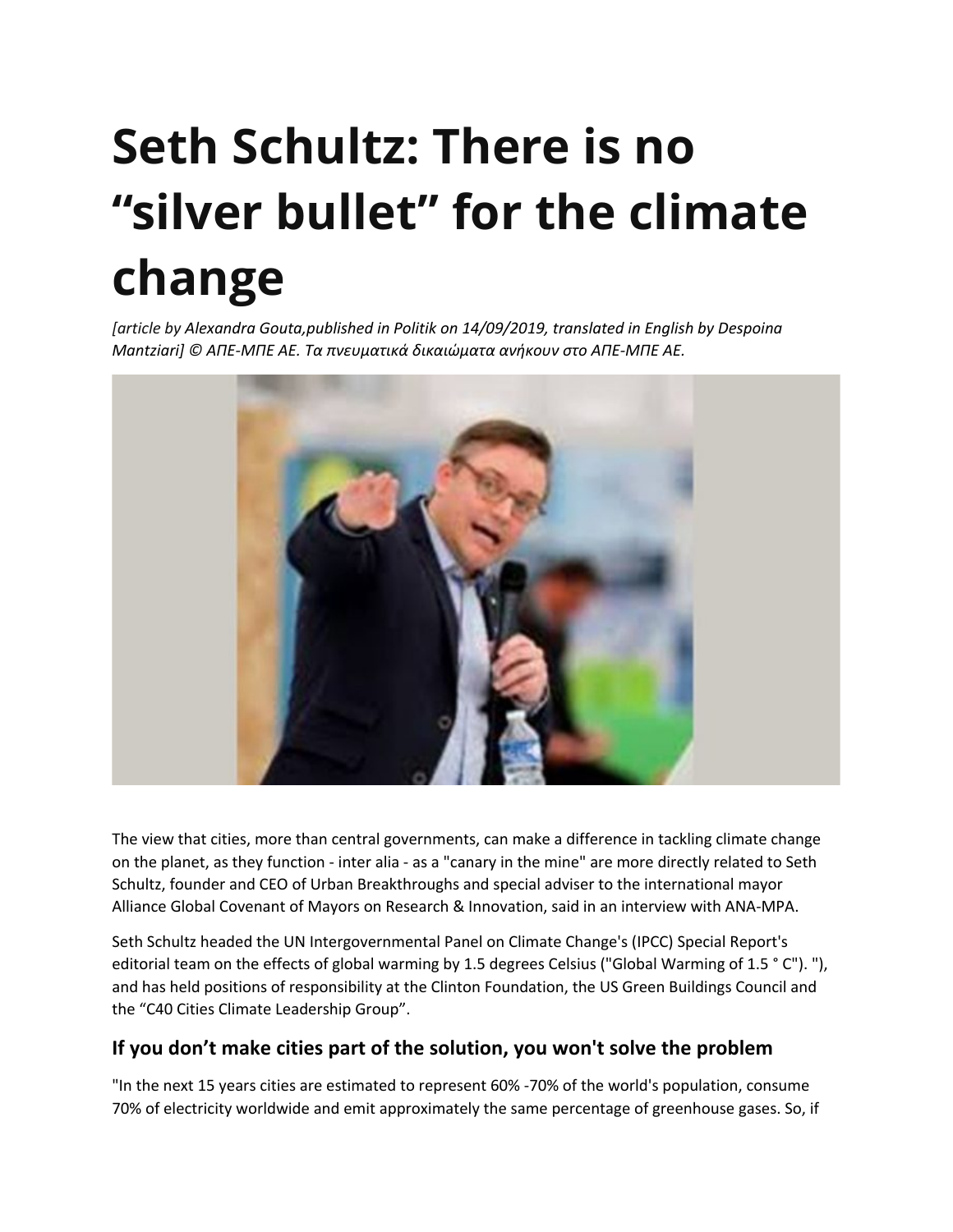# Seth Schultz: There is no "silver bullet" for the climate change

*[article by Alexandra Gouta,published in Politik on 14/09/2019, translated in English by Despoina Mantziari] © ΑΠΕ-ΜΠΕ ΑΕ. Τα πνευματικά δικαιώματα ανήκουν στο ΑΠΕ-ΜΠΕ ΑΕ.*

The view that cities, more than central governments, can make a difference in tackling climate change on the planet, as they function - inter alia - as a "canary in the mine" are more directly related to Seth Schultz, founder and CEO of Urban Breakthroughs and special adviser to the international mayor Alliance Global Covenant of Mayors on Research & Innovation, said in an interview with ANA-MPA.

Seth Schultz headed the UN Intergovernmental Panel on Climate Change's (IPCC) Special Report's editorial team on the effects of global warming by 1.5 degrees Celsius ("Global Warming of 1.5 ° C"). "), and has held positions of responsibility at the Clinton Foundation, the US Green Buildings Council and the "C40 Cities Climate Leadership Group".

## If you don't make cities part of the solution, you won't solve the problem

"In the next 15 years cities are estimated to represent 60% -70% of the world's population, consume 70% of electricity worldwide and emit approximately the same percentage of greenhouse gases. So, if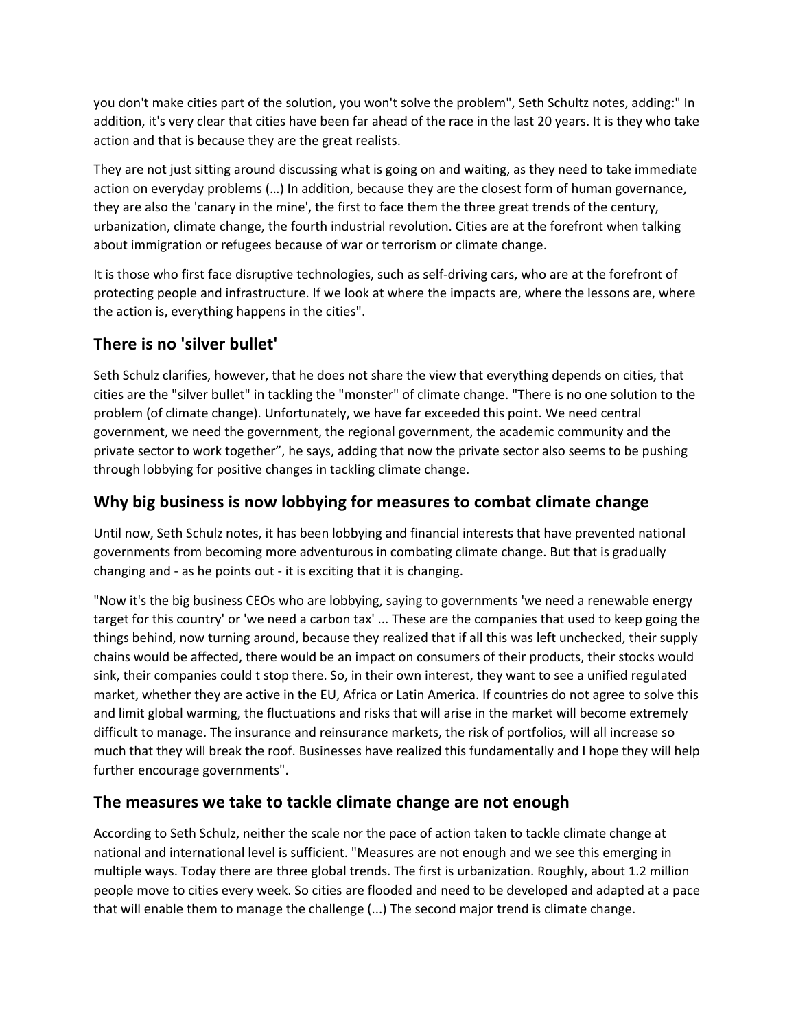you don't make cities part of the solution, you won't solve the problem", Seth Schultz notes, adding:" In addition, it's very clear that cities have been far ahead of the race in the last 20 years. It is they who take action and that is because they are the great realists.

They are not just sitting around discussing what is going on and waiting, as they need to take immediate action on everyday problems (…) In addition, because they are the closest form of human governance, they are also the 'canary in the mine', the first to face them the three great trends of the century, urbanization, climate change, the fourth industrial revolution. Cities are at the forefront when talking about immigration or refugees because of war or terrorism or climate change.

It is those who first face disruptive technologies, such as self-driving cars, who are at the forefront of protecting people and infrastructure. If we look at where the impacts are, where the lessons are, where the action is, everything happens in the cities".

## There is no 'silver bullet'

Seth Schulz clarifies, however, that he does not share the view that everything depends on cities, that cities are the "silver bullet" in tackling the "monster" of climate change. "There is no one solution to the problem (of climate change). Unfortunately, we have far exceeded this point. We need central government, we need the government, the regional government, the academic community and the private sector to work together", he says, adding that now the private sector also seems to be pushing through lobbying for positive changes in tackling climate change.

## Why big business is now lobbying for measures to combat climate change

Until now, Seth Schulz notes, it has been lobbying and financial interests that have prevented national governments from becoming more adventurous in combating climate change. But that is gradually changing and - as he points out - it is exciting that it is changing.

"Now it's the big business CEOs who are lobbying, saying to governments 'we need a renewable energy target for this country' or 'we need a carbon tax' ... These are the companies that used to keep going the things behind, now turning around, because they realized that if all this was left unchecked, their supply chains would be affected, there would be an impact on consumers of their products, their stocks would sink, their companies could t stop there. So, in their own interest, they want to see a unified regulated market, whether they are active in the EU, Africa or Latin America. If countries do not agree to solve this and limit global warming, the fluctuations and risks that will arise in the market will become extremely difficult to manage. The insurance and reinsurance markets, the risk of portfolios, will all increase so much that they will break the roof. Businesses have realized this fundamentally and I hope they will help further encourage governments".

## The measures we take to tackle climate change are not enough

According to Seth Schulz, neither the scale nor the pace of action taken to tackle climate change at national and international level is sufficient. "Measures are not enough and we see this emerging in multiple ways. Today there are three global trends. The first is urbanization. Roughly, about 1.2 million people move to cities every week. So cities are flooded and need to be developed and adapted at a pace that will enable them to manage the challenge (...) The second major trend is climate change.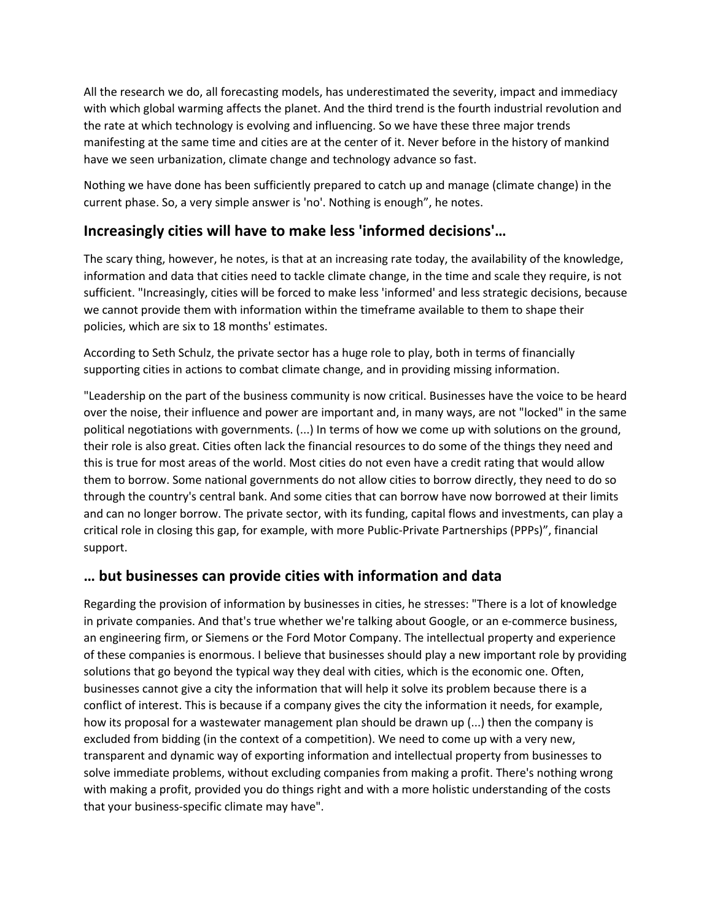All the research we do, all forecasting models, has underestimated the severity, impact and immediacy with which global warming affects the planet. And the third trend is the fourth industrial revolution and the rate at which technology is evolving and influencing. So we have these three major trends manifesting at the same time and cities are at the center of it. Never before in the history of mankind have we seen urbanization, climate change and technology advance so fast.

Nothing we have done has been sufficiently prepared to catch up and manage (climate change) in the current phase. So, a very simple answer is 'no'. Nothing is enough", he notes.

## Increasingly cities will have to make less 'informed decisions'…

The scary thing, however, he notes, is that at an increasing rate today, the availability of the knowledge, information and data that cities need to tackle climate change, in the time and scale they require, is not sufficient. "Increasingly, cities will be forced to make less 'informed' and less strategic decisions, because we cannot provide them with information within the timeframe available to them to shape their policies, which are six to 18 months' estimates.

According to Seth Schulz, the private sector has a huge role to play, both in terms of financially supporting cities in actions to combat climate change, and in providing missing information.

"Leadership on the part of the business community is now critical. Businesses have the voice to be heard over the noise, their influence and power are important and, in many ways, are not "locked" in the same political negotiations with governments. (...) In terms of how we come up with solutions on the ground, their role is also great. Cities often lack the financial resources to do some of the things they need and this is true for most areas of the world. Most cities do not even have a credit rating that would allow them to borrow. Some national governments do not allow cities to borrow directly, they need to do so through the country's central bank. And some cities that can borrow have now borrowed at their limits and can no longer borrow. The private sector, with its funding, capital flows and investments, can play a critical role in closing this gap, for example, with more Public-Private Partnerships (PPPs)", financial support.

## … but businesses can provide cities with information and data

Regarding the provision of information by businesses in cities, he stresses: "There is a lot of knowledge in private companies. And that's true whether we're talking about Google, or an e-commerce business, an engineering firm, or Siemens or the Ford Motor Company. The intellectual property and experience of these companies is enormous. I believe that businesses should play a new important role by providing solutions that go beyond the typical way they deal with cities, which is the economic one. Often, businesses cannot give a city the information that will help it solve its problem because there is a conflict of interest. This is because if a company gives the city the information it needs, for example, how its proposal for a wastewater management plan should be drawn up (...) then the company is excluded from bidding (in the context of a competition). We need to come up with a very new, transparent and dynamic way of exporting information and intellectual property from businesses to solve immediate problems, without excluding companies from making a profit. There's nothing wrong with making a profit, provided you do things right and with a more holistic understanding of the costs that your business-specific climate may have".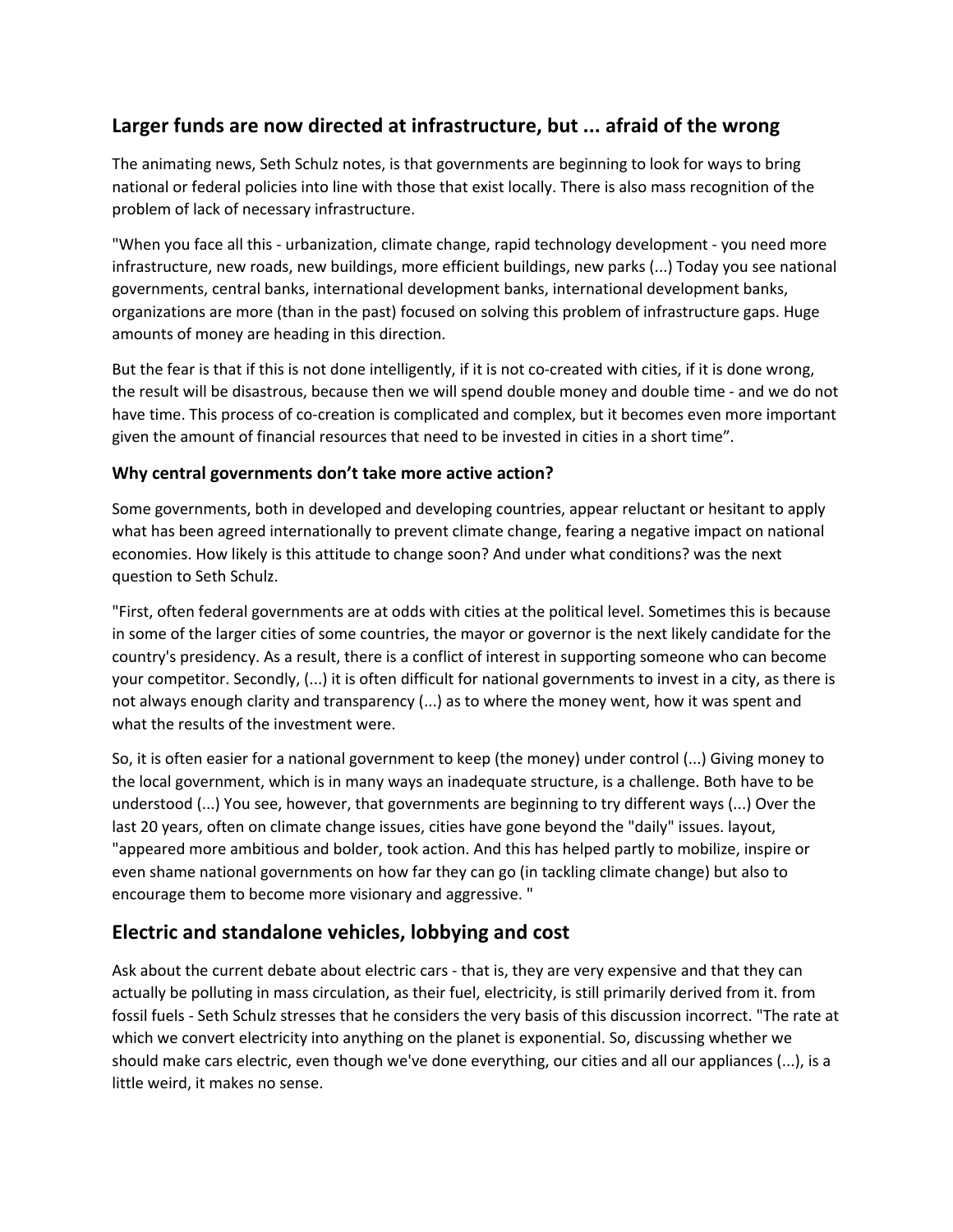## Larger funds are now directed at infrastructure, but ... afraid of the wrong

The animating news, Seth Schulz notes, is that governments are beginning to look for ways to bring national or federal policies into line with those that exist locally. There is also mass recognition of the problem of lack of necessary infrastructure.

"When you face all this - urbanization, climate change, rapid technology development - you need more infrastructure, new roads, new buildings, more efficient buildings, new parks (...) Today you see national governments, central banks, international development banks, international development banks, organizations are more (than in the past) focused on solving this problem of infrastructure gaps. Huge amounts of money are heading in this direction.

But the fear is that if this is not done intelligently, if it is not co-created with cities, if it is done wrong, the result will be disastrous, because then we will spend double money and double time - and we do not have time. This process of co-creation is complicated and complex, but it becomes even more important given the amount of financial resources that need to be invested in cities in a short time".

### Why central governments don't take more active action?

Some governments, both in developed and developing countries, appear reluctant or hesitant to apply what has been agreed internationally to prevent climate change, fearing a negative impact on national economies. How likely is this attitude to change soon? And under what conditions? was the next question to Seth Schulz.

"First, often federal governments are at odds with cities at the political level. Sometimes this is because in some of the larger cities of some countries, the mayor or governor is the next likely candidate for the country's presidency. As a result, there is a conflict of interest in supporting someone who can become your competitor. Secondly, (...) it is often difficult for national governments to invest in a city, as there is not always enough clarity and transparency (...) as to where the money went, how it was spent and what the results of the investment were.

So, it is often easier for a national government to keep (the money) under control (...) Giving money to the local government, which is in many ways an inadequate structure, is a challenge. Both have to be understood (...) You see, however, that governments are beginning to try different ways (...) Over the last 20 years, often on climate change issues, cities have gone beyond the "daily" issues. layout, "appeared more ambitious and bolder, took action. And this has helped partly to mobilize, inspire or even shame national governments on how far they can go (in tackling climate change) but also to encourage them to become more visionary and aggressive. "

## Electric and standalone vehicles, lobbying and cost

Ask about the current debate about electric cars - that is, they are very expensive and that they can actually be polluting in mass circulation, as their fuel, electricity, is still primarily derived from it. from fossil fuels - Seth Schulz stresses that he considers the very basis of this discussion incorrect. "The rate at which we convert electricity into anything on the planet is exponential. So, discussing whether we should make cars electric, even though we've done everything, our cities and all our appliances (...), is a little weird, it makes no sense.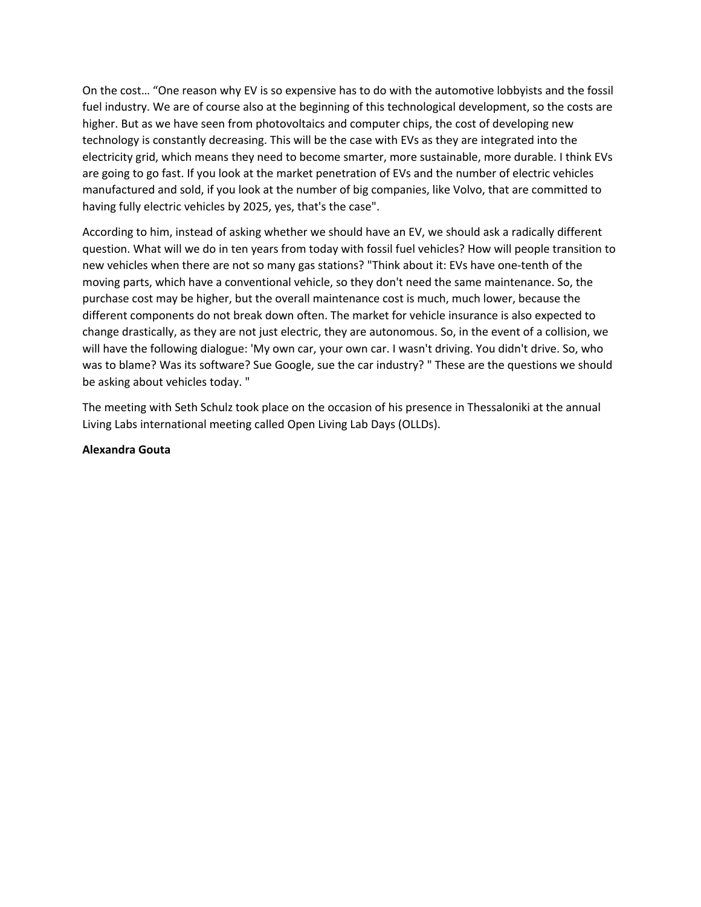On the cost… “One reason why EV is so expensive has to do with the automotive lobbyists and the fossil fuel industry. We are of course also at the beginning of this technological development, so the costs are higher. But as we have seen from photovoltaics and computer chips, the cost of developing new technology is constantly decreasing. This will be the case with EVs as they are integrated into the electricity grid, which means they need to become smarter, more sustainable, more durable. I think EVs are going to go fast. If you look at the market penetration of EVs and the number of electric vehicles manufactured and sold, if you look at the number of big companies, like Volvo, that are committed to having fully electric vehicles by 2025, yes, that's the case".

According to him, instead of asking whether we should have an EV, we should ask a radically different question. What will we do in ten years from today with fossil fuel vehicles? How will people transition to new vehicles when there are not so many gas stations? "Think about it: EVs have one-tenth of the moving parts, which have a conventional vehicle, so they don't need the same maintenance. So, the purchase cost may be higher, but the overall maintenance cost is much, much lower, because the different components do not break down often. The market for vehicle insurance is also expected to change drastically, as they are not just electric, they are autonomous. So, in the event of a collision, we will have the following dialogue: 'My own car, your own car. I wasn't driving. You didn't drive. So, who was to blame? Was its software? Sue Google, sue the car industry? " These are the questions we should be asking about vehicles today. "

The meeting with Seth Schulz took place on the occasion of his presence in Thessaloniki at the annual Living Labs international meeting called Open Living Lab Days (OLLDs).

**Alexandra Gouta**